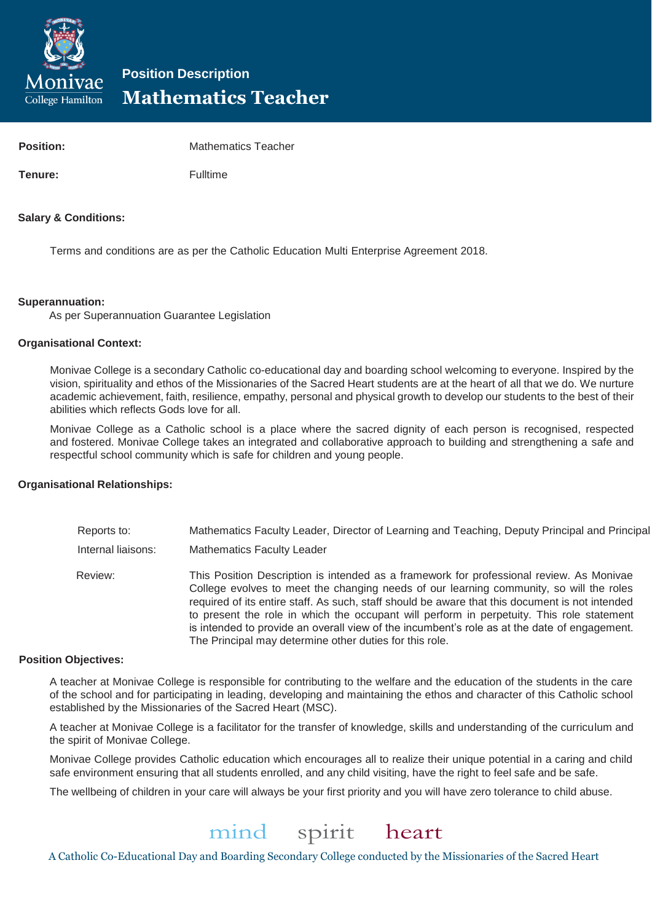Monivae College Hamilton

**Position Description**

# Mathematics Teacher

| | |
|---|---|
| **Position:** | Mathematics Teacher |
| **Tenure:** | Fulltime |

**Salary & Conditions:**

Terms and conditions are as per the Catholic Education Multi Enterprise Agreement 2018.

**Superannuation:**

As per Superannuation Guarantee Legislation

**Organisational Context:**

Monivae College is a secondary Catholic co-educational day and boarding school welcoming to everyone. Inspired by the vision, spirituality and ethos of the Missionaries of the Sacred Heart students are at the heart of all that we do. We nurture academic achievement, faith, resilience, empathy, personal and physical growth to develop our students to the best of their abilities which reflects Gods love for all.

Monivae College as a Catholic school is a place where the sacred dignity of each person is recognised, respected and fostered. Monivae College takes an integrated and collaborative approach to building and strengthening a safe and respectful school community which is safe for children and young people.

**Organisational Relationships:**

| | |
|---|---|
| Reports to: | Mathematics Faculty Leader, Director of Learning and Teaching, Deputy Principal and Principal |
| Internal liaisons: | Mathematics Faculty Leader |
| Review: | This Position Description is intended as a framework for professional review. As Monivae College evolves to meet the changing needs of our learning community, so will the roles required of its entire staff. As such, staff should be aware that this document is not intended to present the role in which the occupant will perform in perpetuity. This role statement is intended to provide an overall view of the incumbent's role as at the date of engagement. The Principal may determine other duties for this role. |

**Position Objectives:**

A teacher at Monivae College is responsible for contributing to the welfare and the education of the students in the care of the school and for participating in leading, developing and maintaining the ethos and character of this Catholic school established by the Missionaries of the Sacred Heart (MSC).

A teacher at Monivae College is a facilitator for the transfer of knowledge, skills and understanding of the curriculum and the spirit of Monivae College.

Monivae College provides Catholic education which encourages all to realize their unique potential in a caring and child safe environment ensuring that all students enrolled, and any child visiting, have the right to feel safe and be safe.

The wellbeing of children in your care will always be your first priority and you will have zero tolerance to child abuse.

mind spirit heart

A Catholic Co-Educational Day and Boarding Secondary College conducted by the Missionaries of the Sacred Heart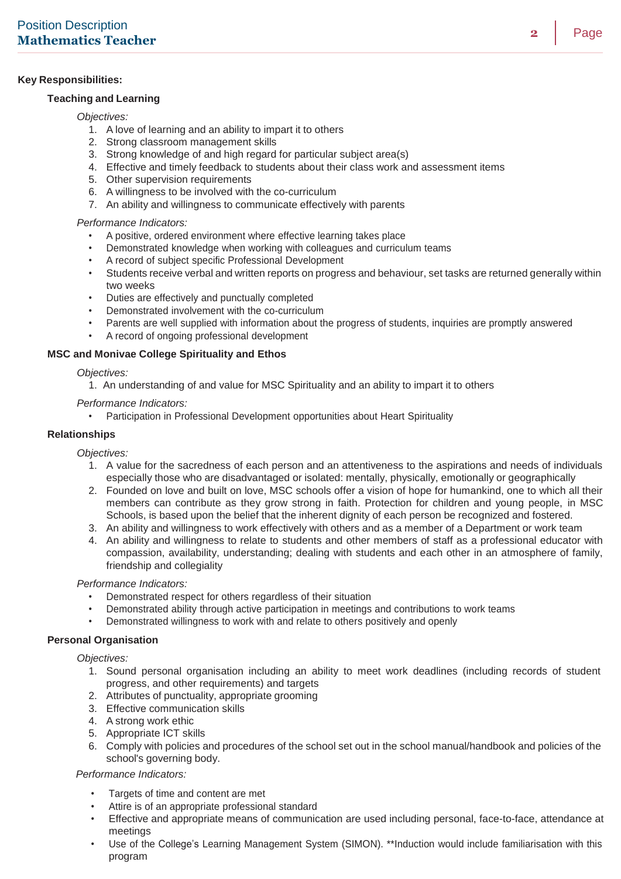**Key Responsibilities:**

**Teaching and Learning**

*Objectives:*

1. A love of learning and an ability to impart it to others
2. Strong classroom management skills
3. Strong knowledge of and high regard for particular subject area(s)
4. Effective and timely feedback to students about their class work and assessment items
5. Other supervision requirements
6. A willingness to be involved with the co-curriculum
7. An ability and willingness to communicate effectively with parents

*Performance Indicators:*

- A positive, ordered environment where effective learning takes place
- Demonstrated knowledge when working with colleagues and curriculum teams
- A record of subject specific Professional Development
- Students receive verbal and written reports on progress and behaviour, set tasks are returned generally within two weeks
- Duties are effectively and punctually completed
- Demonstrated involvement with the co-curriculum
- Parents are well supplied with information about the progress of students, inquiries are promptly answered
- A record of ongoing professional development

**MSC and Monivae College Spirituality and Ethos**

*Objectives:*

1. An understanding of and value for MSC Spirituality and an ability to impart it to others

*Performance Indicators:*

- Participation in Professional Development opportunities about Heart Spirituality

**Relationships**

*Objectives:*

1. A value for the sacredness of each person and an attentiveness to the aspirations and needs of individuals especially those who are disadvantaged or isolated: mentally, physically, emotionally or geographically
2. Founded on love and built on love, MSC schools offer a vision of hope for humankind, one to which all their members can contribute as they grow strong in faith. Protection for children and young people, in MSC Schools, is based upon the belief that the inherent dignity of each person be recognized and fostered.
3. An ability and willingness to work effectively with others and as a member of a Department or work team
4. An ability and willingness to relate to students and other members of staff as a professional educator with compassion, availability, understanding; dealing with students and each other in an atmosphere of family, friendship and collegiality

*Performance Indicators:*

- Demonstrated respect for others regardless of their situation
- Demonstrated ability through active participation in meetings and contributions to work teams
- Demonstrated willingness to work with and relate to others positively and openly

**Personal Organisation**

*Objectives:*

1. Sound personal organisation including an ability to meet work deadlines (including records of student progress, and other requirements) and targets
2. Attributes of punctuality, appropriate grooming
3. Effective communication skills
4. A strong work ethic
5. Appropriate ICT skills
6. Comply with policies and procedures of the school set out in the school manual/handbook and policies of the school's governing body.

*Performance Indicators:*

- Targets of time and content are met
- Attire is of an appropriate professional standard
- Effective and appropriate means of communication are used including personal, face-to-face, attendance at meetings
- Use of the College's Learning Management System (SIMON). **Induction would include familiarisation with this program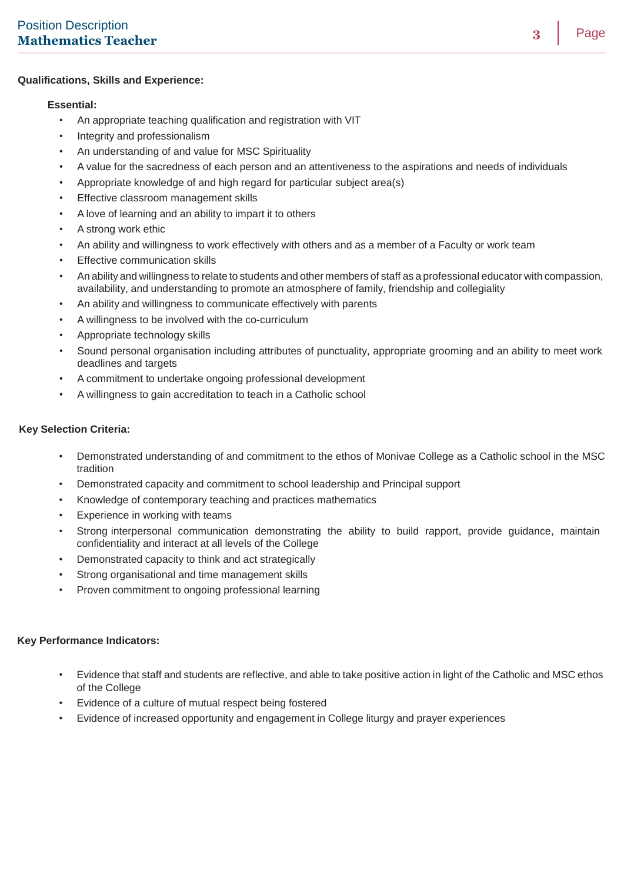**Qualifications, Skills and Experience:**

**Essential:**

- An appropriate teaching qualification and registration with VIT
- Integrity and professionalism
- An understanding of and value for MSC Spirituality
- A value for the sacredness of each person and an attentiveness to the aspirations and needs of individuals
- Appropriate knowledge of and high regard for particular subject area(s)
- Effective classroom management skills
- A love of learning and an ability to impart it to others
- A strong work ethic
- An ability and willingness to work effectively with others and as a member of a Faculty or work team
- Effective communication skills
- An ability and willingness to relate to students and other members of staff as a professional educator with compassion, availability, and understanding to promote an atmosphere of family, friendship and collegiality
- An ability and willingness to communicate effectively with parents
- A willingness to be involved with the co-curriculum
- Appropriate technology skills
- Sound personal organisation including attributes of punctuality, appropriate grooming and an ability to meet work deadlines and targets
- A commitment to undertake ongoing professional development
- A willingness to gain accreditation to teach in a Catholic school

**Key Selection Criteria:**

- Demonstrated understanding of and commitment to the ethos of Monivae College as a Catholic school in the MSC tradition
- Demonstrated capacity and commitment to school leadership and Principal support
- Knowledge of contemporary teaching and practices mathematics
- Experience in working with teams
- Strong interpersonal communication demonstrating the ability to build rapport, provide guidance, maintain confidentiality and interact at all levels of the College
- Demonstrated capacity to think and act strategically
- Strong organisational and time management skills
- Proven commitment to ongoing professional learning

**Key Performance Indicators:**

- Evidence that staff and students are reflective, and able to take positive action in light of the Catholic and MSC ethos of the College
- Evidence of a culture of mutual respect being fostered
- Evidence of increased opportunity and engagement in College liturgy and prayer experiences